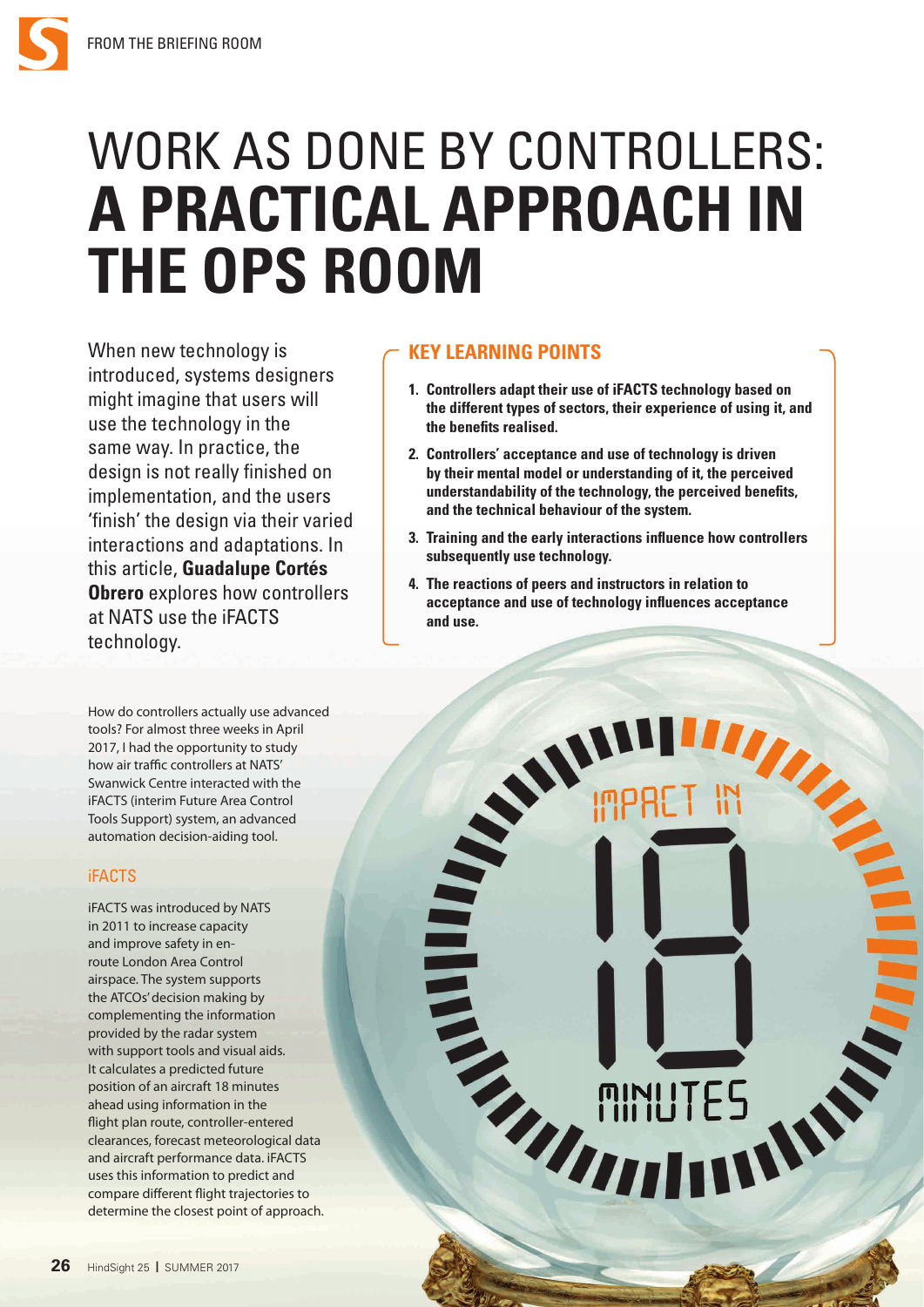# WORK AS DONE BY CONTROLLERS: **A PRACTICAL APPROACH IN THE OPS ROOM**

When new technology is introduced, systems designers might imagine that users will use the technology in the same way. In practice, the design is not really finished on implementation, and the users 'finish' the design via their varied interactions and adaptations. In this article, **Guadalupe Cortés Obrero** explores how controllers at NATS use the iFACTS technology.

## KEY LEARNING POINTS

1. **Controllers adapt their use of iFACTS technology based on the different types of sectors, their experience of using it, and the benefits realised.**
2. **Controllers' acceptance and use of technology is driven by their mental model or understanding of it, the perceived understandability of the technology, the perceived benefits, and the technical behaviour of the system.**
3. **Training and the early interactions influence how controllers subsequently use technology.**
4. **The reactions of peers and instructors in relation to acceptance and use of technology influences acceptance and use.**

How do controllers actually use advanced tools? For almost three weeks in April 2017, I had the opportunity to study how air traffic controllers at NATS' Swanwick Centre interacted with the iFACTS (interim Future Area Control Tools Support) system, an advanced automation decision-aiding tool.

### iFACTS

iFACTS was introduced by NATS in 2011 to increase capacity and improve safety in en-route London Area Control airspace. The system supports the ATCOs' decision making by complementing the information provided by the radar system with support tools and visual aids. It calculates a predicted future position of an aircraft 18 minutes ahead using information in the flight plan route, controller-entered clearances, forecast meteorological data and aircraft performance data. iFACTS uses this information to predict and compare different flight trajectories to determine the closest point of approach.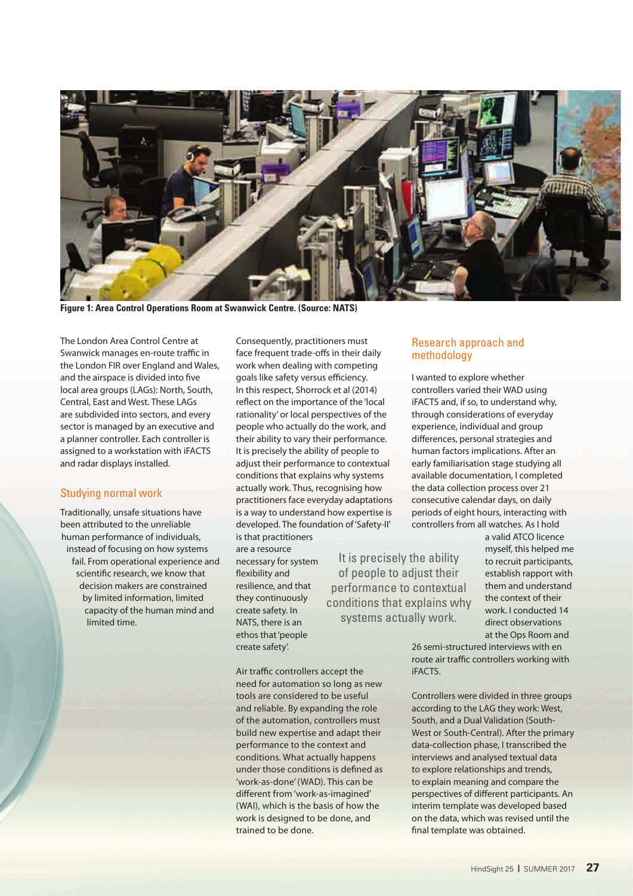Figure 1: Area Control Operations Room at Swanwick Centre. (Source: NATS)

The London Area Control Centre at Swanwick manages en-route traffic in the London FIR over England and Wales, and the airspace is divided into five local area groups (LAGs): North, South, Central, East and West. These LAGs are subdivided into sectors, and every sector is managed by an executive and a planner controller. Each controller is assigned to a workstation with iFACTS and radar displays installed.

## Studying normal work

Traditionally, unsafe situations have been attributed to the unreliable human performance of individuals, instead of focusing on how systems fail. From operational experience and scientific research, we know that decision makers are constrained by limited information, limited capacity of the human mind and limited time.

Consequently, practitioners must face frequent trade-offs in their daily work when dealing with competing goals like safety versus efficiency. In this respect, Shorrock et al (2014) reflect on the importance of the 'local rationality' or local perspectives of the people who actually do the work, and their ability to vary their performance. It is precisely the ability of people to adjust their performance to contextual conditions that explains why systems actually work. Thus, recognising how practitioners face everyday adaptations is a way to understand how expertise is developed. The foundation of 'Safety-II' is that practitioners are a resource necessary for system flexibility and resilience, and that they continuously create safety. In NATS, there is an ethos that 'people create safety'.

> It is precisely the ability of people to adjust their performance to contextual conditions that explains why systems actually work.

Air traffic controllers accept the need for automation so long as new tools are considered to be useful and reliable. By expanding the role of the automation, controllers must build new expertise and adapt their performance to the context and conditions. What actually happens under those conditions is defined as 'work-as-done' (WAD). This can be different from 'work-as-imagined' (WAI), which is the basis of how the work is designed to be done, and trained to be done.

## Research approach and methodology

I wanted to explore whether controllers varied their WAD using iFACTS and, if so, to understand why, through considerations of everyday experience, individual and group differences, personal strategies and human factors implications. After an early familiarisation stage studying all available documentation, I completed the data collection process over 21 consecutive calendar days, on daily periods of eight hours, interacting with controllers from all watches. As I hold a valid ATCO licence myself, this helped me to recruit participants, establish rapport with them and understand the context of their work. I conducted 14 direct observations at the Ops Room and 26 semi-structured interviews with en route air traffic controllers working with iFACTS.

Controllers were divided in three groups according to the LAG they work: West, South, and a Dual Validation (South-West or South-Central). After the primary data-collection phase, I transcribed the interviews and analysed textual data to explore relationships and trends, to explain meaning and compare the perspectives of different participants. An interim template was developed based on the data, which was revised until the final template was obtained.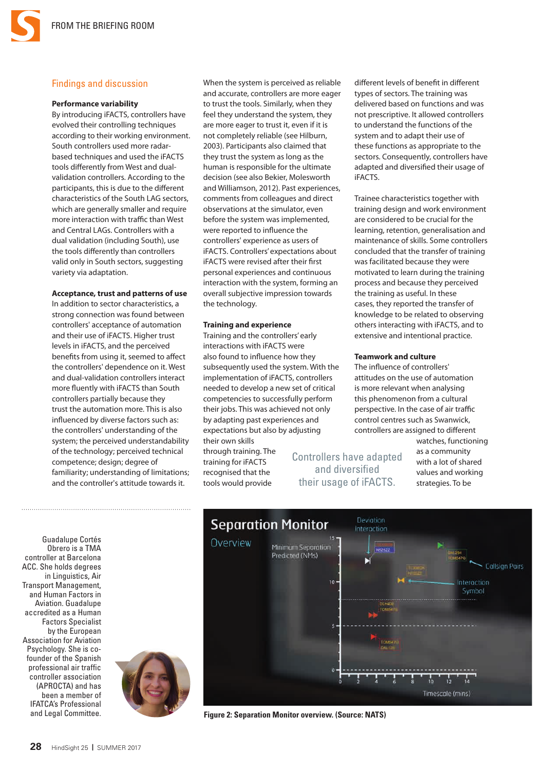## Findings and discussion

**Performance variability**

By introducing iFACTS, controllers have evolved their controlling techniques according to their working environment. South controllers used more radar-based techniques and used the iFACTS tools differently from West and dual-validation controllers. According to the participants, this is due to the different characteristics of the South LAG sectors, which are generally smaller and require more interaction with traffic than West and Central LAGs. Controllers with a dual validation (including South), use the tools differently than controllers valid only in South sectors, suggesting variety via adaptation.

**Acceptance, trust and patterns of use**

In addition to sector characteristics, a strong connection was found between controllers' acceptance of automation and their use of iFACTS. Higher trust levels in iFACTS, and the perceived benefits from using it, seemed to affect the controllers' dependence on it. West and dual-validation controllers interact more fluently with iFACTS than South controllers partially because they trust the automation more. This is also influenced by diverse factors such as: the controllers' understanding of the system; the perceived understandability of the technology; perceived technical competence; design; degree of familiarity; understanding of limitations; and the controller's attitude towards it.

When the system is perceived as reliable and accurate, controllers are more eager to trust the tools. Similarly, when they feel they understand the system, they are more eager to trust it, even if it is not completely reliable (see Hilburn, 2003). Participants also claimed that they trust the system as long as the human is responsible for the ultimate decision (see also Bekier, Molesworth and Williamson, 2012). Past experiences, comments from colleagues and direct observations at the simulator, even before the system was implemented, were reported to influence the controllers' experience as users of iFACTS. Controllers' expectations about iFACTS were revised after their first personal experiences and continuous interaction with the system, forming an overall subjective impression towards the technology.

**Training and experience**

Training and the controllers' early interactions with iFACTS were also found to influence how they subsequently used the system. With the implementation of iFACTS, controllers needed to develop a new set of critical competencies to successfully perform their jobs. This was achieved not only by adapting past experiences and expectations but also by adjusting their own skills through training. The training for iFACTS recognised that the tools would provide different levels of benefit in different types of sectors. The training was delivered based on functions and was not prescriptive. It allowed controllers to understand the functions of the system and to adapt their use of these functions as appropriate to the sectors. Consequently, controllers have adapted and diversified their usage of iFACTS.

Controllers have adapted and diversified their usage of iFACTS.

Trainee characteristics together with training design and work environment are considered to be crucial for the learning, retention, generalisation and maintenance of skills. Some controllers concluded that the transfer of training was facilitated because they were motivated to learn during the training process and because they perceived the training as useful. In these cases, they reported the transfer of knowledge to be related to observing others interacting with iFACTS, and to extensive and intentional practice.

**Teamwork and culture**

The influence of controllers' attitudes on the use of automation is more relevant when analysing this phenomenon from a cultural perspective. In the case of air traffic control centres such as Swanwick, controllers are assigned to different watches, functioning as a community with a lot of shared values and working strategies. To be

---

Guadalupe Cortés Obrero is a TMA controller at Barcelona ACC. She holds degrees in Linguistics, Air Transport Management, and Human Factors in Aviation. Guadalupe accredited as a Human Factors Specialist by the European Association for Aviation Psychology. She is co-founder of the Spanish professional air traffic controller association (APROCTA) and has been a member of IFATCA's Professional and Legal Committee.

**Figure 2: Separation Monitor overview. (Source: NATS)**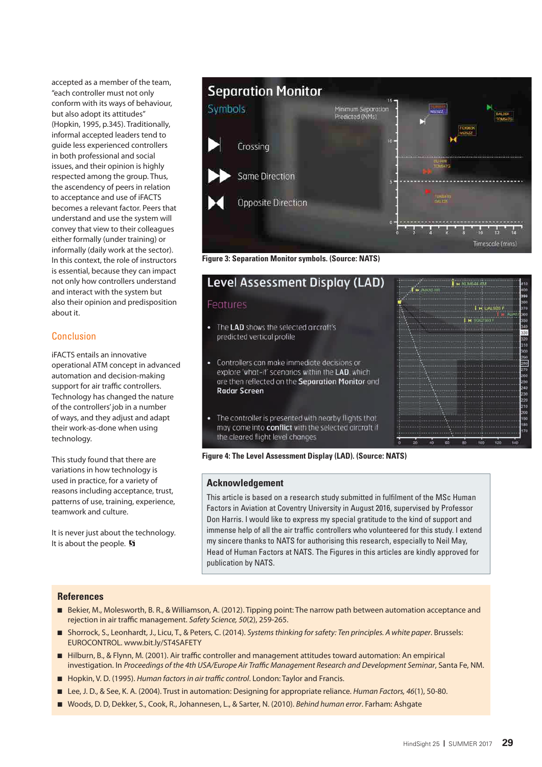accepted as a member of the team, "each controller must not only conform with its ways of behaviour, but also adopt its attitudes" (Hopkin, 1995, p.345). Traditionally, informal accepted leaders tend to guide less experienced controllers in both professional and social issues, and their opinion is highly respected among the group. Thus, the ascendency of peers in relation to acceptance and use of iFACTS becomes a relevant factor. Peers that understand and use the system will convey that view to their colleagues either formally (under training) or informally (daily work at the sector). In this context, the role of instructors is essential, because they can impact not only how controllers understand and interact with the system but also their opinion and predisposition about it.

## Conclusion

iFACTS entails an innovative operational ATM concept in advanced automation and decision-making support for air traffic controllers. Technology has changed the nature of the controllers' job in a number of ways, and they adjust and adapt their work-as-done when using technology.

This study found that there are variations in how technology is used in practice, for a variety of reasons including acceptance, trust, patterns of use, training, experience, teamwork and culture.

It is never just about the technology. It is about the people.

Separation Monitor
Symbols
Crossing
Same Direction
Opposite Direction
Minimum Separation Predicted (NMs)
15
10
5
0
0 2 4 6 8 10 12 14
Timescale (mins)

**Figure 3: Separation Monitor symbols. (Source: NATS)**

Level Assessment Display (LAD)
Features
- The **LAD** shows the selected aircraft's predicted vertical profile
- Controllers can make immediate decisions or explore 'what-if' scenarios within the **LAD**, which are then reflected on the **Separation Monitor** and **Radar Screen**
- The controller is presented with nearby flights that may come into **conflict** with the selected aircraft if the cleared flight level changes

**Figure 4: The Level Assessment Display (LAD). (Source: NATS)**

### Acknowledgement

This article is based on a research study submitted in fulfilment of the MSc Human Factors in Aviation at Coventry University in August 2016, supervised by Professor Don Harris. I would like to express my special gratitude to the kind of support and immense help of all the air traffic controllers who volunteered for this study. I extend my sincere thanks to NATS for authorising this research, especially to Neil May, Head of Human Factors at NATS. The Figures in this articles are kindly approved for publication by NATS.

### References

- Bekier, M., Molesworth, B. R., & Williamson, A. (2012). Tipping point: The narrow path between automation acceptance and rejection in air traffic management. *Safety Science, 50*(2), 259-265.
- Shorrock, S., Leonhardt, J., Licu, T., & Peters, C. (2014). *Systems thinking for safety: Ten principles. A white paper*. Brussels: EUROCONTROL. www.bit.ly/ST4SAFETY
- Hilburn, B., & Flynn, M. (2001). Air traffic controller and management attitudes toward automation: An empirical investigation. In *Proceedings of the 4th USA/Europe Air Traffic Management Research and Development Seminar*, Santa Fe, NM.
- Hopkin, V. D. (1995). *Human factors in air traffic control*. London: Taylor and Francis.
- Lee, J. D., & See, K. A. (2004). Trust in automation: Designing for appropriate reliance. *Human Factors, 46*(1), 50-80.
- Woods, D. D, Dekker, S., Cook, R., Johannesen, L., & Sarter, N. (2010). *Behind human error*. Farham: Ashgate